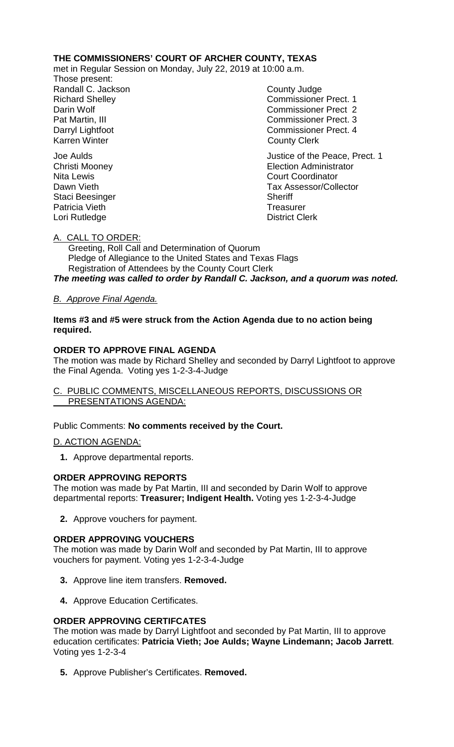**THE COMMISSIONERS' COURT OF ARCHER COUNTY, TEXAS**

met in Regular Session on Monday, July 22, 2019 at 10:00 a.m.

Those present:

| | |
|---|---|
| Randall C. Jackson | County Judge |
| Richard Shelley | Commissioner Prect. 1 |
| Darin Wolf | Commissioner Prect 2 |
| Pat Martin, III | Commissioner Prect. 3 |
| Darryl Lightfoot | Commissioner Prect. 4 |
| Karren Winter | County Clerk |
| Joe Aulds | Justice of the Peace, Prect. 1 |
| Christi Mooney | Election Administrator |
| Nita Lewis | Court Coordinator |
| Dawn Vieth | Tax Assessor/Collector |
| Staci Beesinger | Sheriff |
| Patricia Vieth | Treasurer |
| Lori Rutledge | District Clerk |

A. CALL TO ORDER:

Greeting, Roll Call and Determination of Quorum
Pledge of Allegiance to the United States and Texas Flags
Registration of Attendees by the County Court Clerk

***The meeting was called to order by Randall C. Jackson, and a quorum was noted.***

*B. Approve Final Agenda.*

**Items #3 and #5 were struck from the Action Agenda due to no action being required.**

**ORDER TO APPROVE FINAL AGENDA**

The motion was made by Richard Shelley and seconded by Darryl Lightfoot to approve the Final Agenda. Voting yes 1-2-3-4-Judge

C. PUBLIC COMMENTS, MISCELLANEOUS REPORTS, DISCUSSIONS OR PRESENTATIONS AGENDA:

Public Comments: **No comments received by the Court.**

D. ACTION AGENDA:

**1.** Approve departmental reports.

**ORDER APPROVING REPORTS**

The motion was made by Pat Martin, III and seconded by Darin Wolf to approve departmental reports: **Treasurer; Indigent Health.** Voting yes 1-2-3-4-Judge

**2.** Approve vouchers for payment.

**ORDER APPROVING VOUCHERS**

The motion was made by Darin Wolf and seconded by Pat Martin, III to approve vouchers for payment. Voting yes 1-2-3-4-Judge

**3.** Approve line item transfers. **Removed.**

**4.** Approve Education Certificates.

**ORDER APPROVING CERTIFCATES**

The motion was made by Darryl Lightfoot and seconded by Pat Martin, III to approve education certificates: **Patricia Vieth; Joe Aulds; Wayne Lindemann; Jacob Jarrett**. Voting yes 1-2-3-4

**5.** Approve Publisher's Certificates. **Removed.**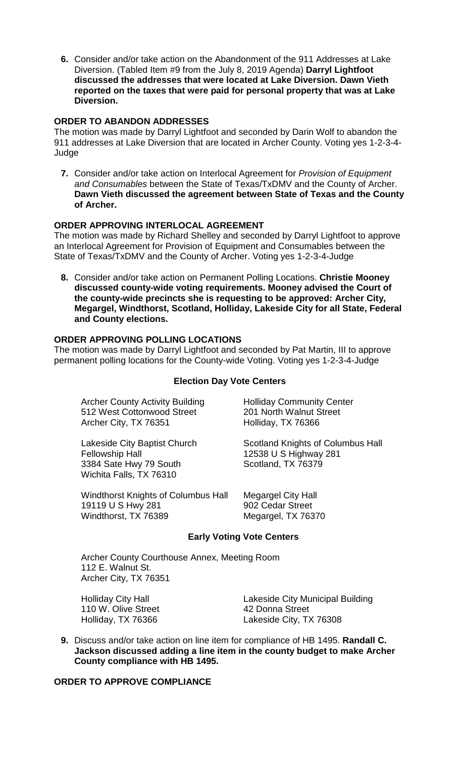6. Consider and/or take action on the Abandonment of the 911 Addresses at Lake Diversion. (Tabled Item #9 from the July 8, 2019 Agenda) **Darryl Lightfoot discussed the addresses that were located at Lake Diversion. Dawn Vieth reported on the taxes that were paid for personal property that was at Lake Diversion.**

**ORDER TO ABANDON ADDRESSES**

The motion was made by Darryl Lightfoot and seconded by Darin Wolf to abandon the 911 addresses at Lake Diversion that are located in Archer County. Voting yes 1-2-3-4-Judge

7. Consider and/or take action on Interlocal Agreement for *Provision of Equipment and Consumables* between the State of Texas/TxDMV and the County of Archer. **Dawn Vieth discussed the agreement between State of Texas and the County of Archer.**

**ORDER APPROVING INTERLOCAL AGREEMENT**

The motion was made by Richard Shelley and seconded by Darryl Lightfoot to approve an Interlocal Agreement for Provision of Equipment and Consumables between the State of Texas/TxDMV and the County of Archer. Voting yes 1-2-3-4-Judge

8. Consider and/or take action on Permanent Polling Locations. **Christie Mooney discussed county-wide voting requirements. Mooney advised the Court of the county-wide precincts she is requesting to be approved: Archer City, Megargel, Windthorst, Scotland, Holliday, Lakeside City for all State, Federal and County elections.**

**ORDER APPROVING POLLING LOCATIONS**

The motion was made by Darryl Lightfoot and seconded by Pat Martin, III to approve permanent polling locations for the County-wide Voting. Voting yes 1-2-3-4-Judge

**Election Day Vote Centers**

Archer County Activity Building
512 West Cottonwood Street
Archer City, TX 76351

Holliday Community Center
201 North Walnut Street
Holliday, TX 76366

Lakeside City Baptist Church
Fellowship Hall
3384 Sate Hwy 79 South
Wichita Falls, TX 76310

Scotland Knights of Columbus Hall
12538 U S Highway 281
Scotland, TX 76379

Windthorst Knights of Columbus Hall
19119 U S Hwy 281
Windthorst, TX 76389

Megargel City Hall
902 Cedar Street
Megargel, TX 76370

**Early Voting Vote Centers**

Archer County Courthouse Annex, Meeting Room
112 E. Walnut St.
Archer City, TX 76351

Holliday City Hall
110 W. Olive Street
Holliday, TX 76366

Lakeside City Municipal Building
42 Donna Street
Lakeside City, TX 76308

9. Discuss and/or take action on line item for compliance of HB 1495. **Randall C. Jackson discussed adding a line item in the county budget to make Archer County compliance with HB 1495.**

**ORDER TO APPROVE COMPLIANCE**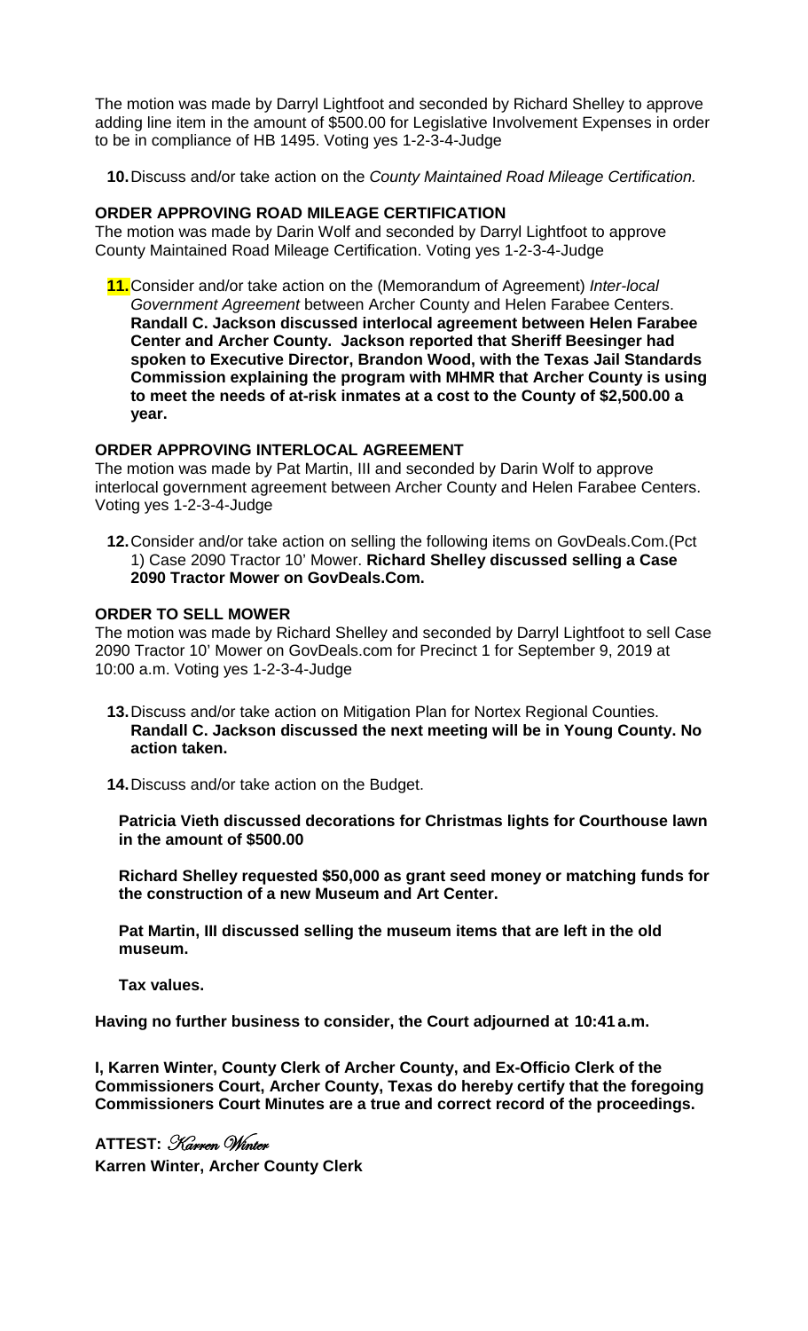The motion was made by Darryl Lightfoot and seconded by Richard Shelley to approve adding line item in the amount of $500.00 for Legislative Involvement Expenses in order to be in compliance of HB 1495. Voting yes 1-2-3-4-Judge

10. Discuss and/or take action on the *County Maintained Road Mileage Certification.*

**ORDER APPROVING ROAD MILEAGE CERTIFICATION**

The motion was made by Darin Wolf and seconded by Darryl Lightfoot to approve County Maintained Road Mileage Certification. Voting yes 1-2-3-4-Judge

11. Consider and/or take action on the (Memorandum of Agreement) *Inter-local Government Agreement* between Archer County and Helen Farabee Centers. **Randall C. Jackson discussed interlocal agreement between Helen Farabee Center and Archer County. Jackson reported that Sheriff Beesinger had spoken to Executive Director, Brandon Wood, with the Texas Jail Standards Commission explaining the program with MHMR that Archer County is using to meet the needs of at-risk inmates at a cost to the County of $2,500.00 a year.**

**ORDER APPROVING INTERLOCAL AGREEMENT**

The motion was made by Pat Martin, III and seconded by Darin Wolf to approve interlocal government agreement between Archer County and Helen Farabee Centers. Voting yes 1-2-3-4-Judge

12. Consider and/or take action on selling the following items on GovDeals.Com.(Pct 1) Case 2090 Tractor 10' Mower. **Richard Shelley discussed selling a Case 2090 Tractor Mower on GovDeals.Com.**

**ORDER TO SELL MOWER**

The motion was made by Richard Shelley and seconded by Darryl Lightfoot to sell Case 2090 Tractor 10' Mower on GovDeals.com for Precinct 1 for September 9, 2019 at 10:00 a.m. Voting yes 1-2-3-4-Judge

13. Discuss and/or take action on Mitigation Plan for Nortex Regional Counties. **Randall C. Jackson discussed the next meeting will be in Young County. No action taken.**

14. Discuss and/or take action on the Budget.

**Patricia Vieth discussed decorations for Christmas lights for Courthouse lawn in the amount of $500.00**

**Richard Shelley requested $50,000 as grant seed money or matching funds for the construction of a new Museum and Art Center.**

**Pat Martin, III discussed selling the museum items that are left in the old museum.**

**Tax values.**

**Having no further business to consider, the Court adjourned at 10:41 a.m.**

**I, Karren Winter, County Clerk of Archer County, and Ex-Officio Clerk of the Commissioners Court, Archer County, Texas do hereby certify that the foregoing Commissioners Court Minutes are a true and correct record of the proceedings.**

**ATTEST:** *Karren Winter*

**Karren Winter, Archer County Clerk**